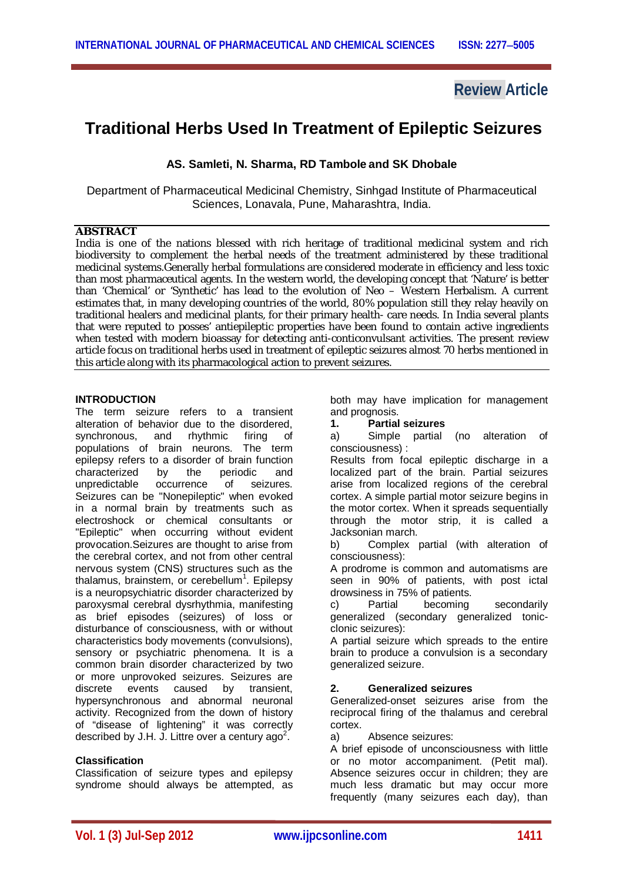Review Article

# Traditional Herbs Used In Treatment of Epileptic Seizures

**AS. Samleti, N. Sharma, RD Tambole and SK Dhobale**

Department of Pharmaceutical Medicinal Chemistry, Sinhgad Institute of Pharmaceutical Sciences, Lonavala, Pune, Maharashtra, India.

## ABSTRACT

India is one of the nations blessed with rich heritage of traditional medicinal system and rich biodiversity to complement the herbal needs of the treatment administered by these traditional medicinal systems.Generally herbal formulations are considered moderate in efficiency and less toxic than most pharmaceutical agents. In the western world, the developing concept that 'Nature' is better than 'Chemical' or 'Synthetic' has lead to the evolution of Neo – Western Herbalism. A current estimates that, in many developing countries of the world, 80% population still they relay heavily on traditional healers and medicinal plants, for their primary health- care needs. In India several plants that were reputed to posses' antiepileptic properties have been found to contain active ingredients when tested with modern bioassay for detecting anti-conticonvulsant activities. The present review article focus on traditional herbs used in treatment of epileptic seizures almost 70 herbs mentioned in this article along with its pharmacological action to prevent seizures.

## INTRODUCTION

The term seizure refers to a transient alteration of behavior due to the disordered, synchronous, and rhythmic firing of populations of brain neurons. The term epilepsy refers to a disorder of brain function characterized by the periodic and unpredictable occurrence of seizures. Seizures can be "Nonepileptic" when evoked in a normal brain by treatments such as electroshock or chemical consultants or "Epileptic" when occurring without evident provocation.Seizures are thought to arise from the cerebral cortex, and not from other central nervous system (CNS) structures such as the thalamus, brainstem, or cerebellum[1]. Epilepsy is a neuropsychiatric disorder characterized by paroxysmal cerebral dysrhythmia, manifesting as brief episodes (seizures) of loss or disturbance of consciousness, with or without characteristics body movements (convulsions), sensory or psychiatric phenomena. It is a common brain disorder characterized by two or more unprovoked seizures. Seizures are discrete events caused by transient, hypersynchronous and abnormal neuronal activity. Recognized from the down of history of "disease of lightening" it was correctly described by J.H. J. Littre over a century ago[2].

### Classification

Classification of seizure types and epilepsy syndrome should always be attempted, as both may have implication for management and prognosis.

**1. Partial seizures**

a) Simple partial (no alteration of consciousness) :

Results from focal epileptic discharge in a localized part of the brain. Partial seizures arise from localized regions of the cerebral cortex. A simple partial motor seizure begins in the motor cortex. When it spreads sequentially through the motor strip, it is called a Jacksonian march.

b) Complex partial (with alteration of consciousness):

A prodrome is common and automatisms are seen in 90% of patients, with post ictal drowsiness in 75% of patients.

c) Partial becoming secondarily generalized (secondary generalized tonic-clonic seizures):

A partial seizure which spreads to the entire brain to produce a convulsion is a secondary generalized seizure.

**2. Generalized seizures**

Generalized-onset seizures arise from the reciprocal firing of the thalamus and cerebral cortex.

a) Absence seizures:

A brief episode of unconsciousness with little or no motor accompaniment. (Petit mal). Absence seizures occur in children; they are much less dramatic but may occur more frequently (many seizures each day), than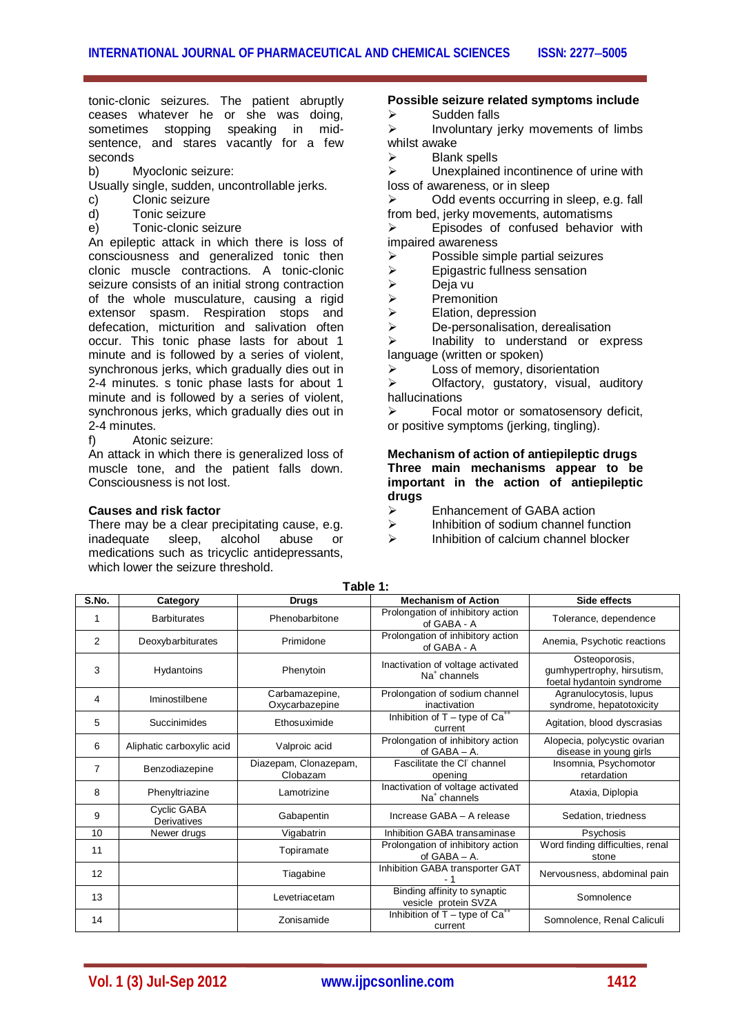tonic-clonic seizures. The patient abruptly ceases whatever he or she was doing, sometimes stopping speaking in mid-sentence, and stares vacantly for a few seconds

b) Myoclonic seizure:

Usually single, sudden, uncontrollable jerks.

c) Clonic seizure

d) Tonic seizure

e) Tonic-clonic seizure

An epileptic attack in which there is loss of consciousness and generalized tonic then clonic muscle contractions. A tonic-clonic seizure consists of an initial strong contraction of the whole musculature, causing a rigid extensor spasm. Respiration stops and defecation, micturition and salivation often occur. This tonic phase lasts for about 1 minute and is followed by a series of violent, synchronous jerks, which gradually dies out in 2-4 minutes. s tonic phase lasts for about 1 minute and is followed by a series of violent, synchronous jerks, which gradually dies out in 2-4 minutes.

f) Atonic seizure:

An attack in which there is generalized loss of muscle tone, and the patient falls down. Consciousness is not lost.

**Causes and risk factor**

There may be a clear precipitating cause, e.g. inadequate sleep, alcohol abuse or medications such as tricyclic antidepressants, which lower the seizure threshold.

**Possible seizure related symptoms include**

- Sudden falls
- Involuntary jerky movements of limbs whilst awake
- Blank spells
- Unexplained incontinence of urine with loss of awareness, or in sleep
- Odd events occurring in sleep, e.g. fall from bed, jerky movements, automatisms
- Episodes of confused behavior with impaired awareness
- Possible simple partial seizures
- Epigastric fullness sensation
- Deja vu
- Premonition
- Elation, depression
- De-personalisation, derealisation
- Inability to understand or express language (written or spoken)
- Loss of memory, disorientation
- Olfactory, gustatory, visual, auditory hallucinations
- Focal motor or somatosensory deficit, or positive symptoms (jerking, tingling).

**Mechanism of action of antiepileptic drugs**

**Three main mechanisms appear to be important in the action of antiepileptic drugs**

- Enhancement of GABA action
- Inhibition of sodium channel function
- Inhibition of calcium channel blocker

**Table 1:**

| S.No. | Category | Drugs | Mechanism of Action | Side effects |
|---|---|---|---|---|
| 1 | Barbiturates | Phenobarbitone | Prolongation of inhibitory action of GABA - A | Tolerance, dependence |
| 2 | Deoxybarbiturates | Primidone | Prolongation of inhibitory action of GABA - A | Anemia, Psychotic reactions |
| 3 | Hydantoins | Phenytoin | Inactivation of voltage activated $Na^{+}$ channels | Osteoporosis, gumhypertrophy, hirsutism, foetal hydantoin syndrome |
| 4 | Iminostilbene | Carbamazepine, Oxycarbazepine | Prolongation of sodium channel inactivation | Agranulocytosis, lupus syndrome, hepatotoxicity |
| 5 | Succinimides | Ethosuximide | Inhibition of T – type of $Ca^{++}$ current | Agitation, blood dyscrasias |
| 6 | Aliphatic carboxylic acid | Valproic acid | Prolongation of inhibitory action of GABA – A. | Alopecia, polycystic ovarian disease in young girls |
| 7 | Benzodiazepine | Diazepam, Clonazepam, Clobazam | Fascilitate the $Cl^{-}$ channel opening | Insomnia, Psychomotor retardation |
| 8 | Phenyltriazine | Lamotrizine | Inactivation of voltage activated $Na^{+}$ channels | Ataxia, Diplopia |
| 9 | Cyclic GABA Derivatives | Gabapentin | Increase GABA – A release | Sedation, triedness |
| 10 | Newer drugs | Vigabatrin | Inhibition GABA transaminase | Psychosis |
| 11 | | Topiramate | Prolongation of inhibitory action of GABA – A. | Word finding difficulties, renal stone |
| 12 | | Tiagabine | Inhibition GABA transporter GAT - 1 | Nervousness, abdominal pain |
| 13 | | Levetriacetam | Binding affinity to synaptic vesicle protein SVZA | Somnolence |
| 14 | | Zonisamide | Inhibition of T – type of $Ca^{++}$ current | Somnolence, Renal Caliculi |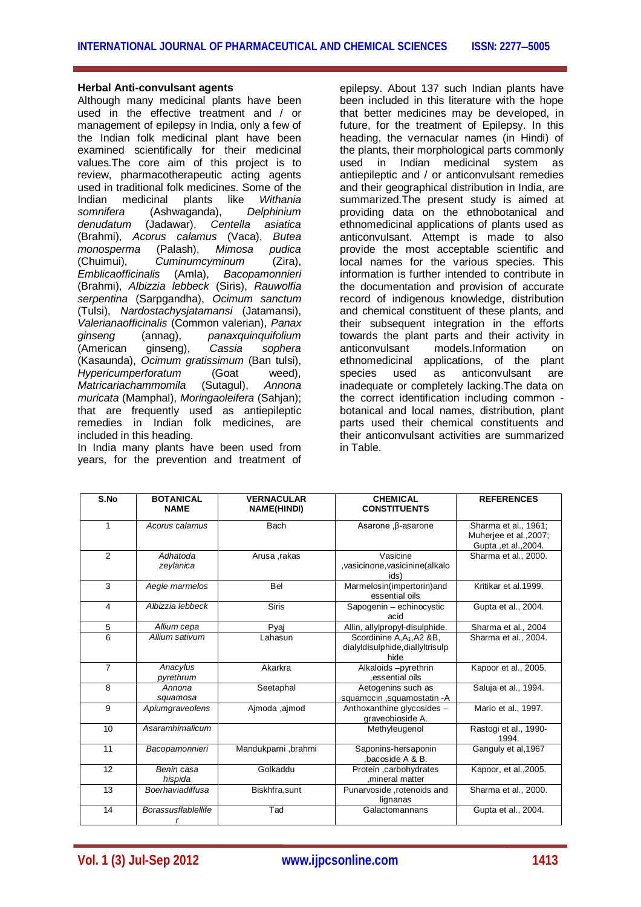### Herbal Anti-convulsant agents

Although many medicinal plants have been used in the effective treatment and / or management of epilepsy in India, only a few of the Indian folk medicinal plant have been examined scientifically for their medicinal values.The core aim of this project is to review, pharmacotherapeutic acting agents used in traditional folk medicines. Some of the Indian medicinal plants like *Withania somnifera* (Ashwaganda), *Delphinium denudatum* (Jadawar), *Centella asiatica* (Brahmi), *Acorus calamus* (Vaca), *Butea monosperma* (Palash), *Mimosa pudica* (Chuimui), *Cuminumcyminum* (Zira), *Emblicaofficinalis* (Amla), *Bacopamonnieri* (Brahmi), *Albizzia lebbeck* (Siris), *Rauwolfia serpentina* (Sarpgandha), *Ocimum sanctum* (Tulsi), *Nardostachysjatamansi* (Jatamansi), *Valerianaofficinalis* (Common valerian), *Panax ginseng* (annag), *panaxquinquifolium* (American ginseng), *Cassia sophera* (Kasaunda), *Ocimum gratissimum* (Ban tulsi), *Hypericumperforatum* (Goat weed), *Matricariachammomila* (Sutagul), *Annona muricata* (Mamphal), *Moringaoleifera* (Sahjan); that are frequently used as antiepileptic remedies in Indian folk medicines, are included in this heading.

In India many plants have been used from years, for the prevention and treatment of epilepsy. About 137 such Indian plants have been included in this literature with the hope that better medicines may be developed, in future, for the treatment of Epilepsy. In this heading, the vernacular names (in Hindi) of the plants, their morphological parts commonly used in Indian medicinal system as antiepileptic and / or anticonvulsant remedies and their geographical distribution in India, are summarized.The present study is aimed at providing data on the ethnobotanical and ethnomedicinal applications of plants used as anticonvulsant. Attempt is made to also provide the most acceptable scientific and local names for the various species. This information is further intended to contribute in the documentation and provision of accurate record of indigenous knowledge, distribution and chemical constituent of these plants, and their subsequent integration in the efforts towards the plant parts and their activity in anticonvulsant models.Information on ethnomedicinal applications, of the plant species used as anticonvulsant are inadequate or completely lacking.The data on the correct identification including common - botanical and local names, distribution, plant parts used their chemical constituents and their anticonvulsant activities are summarized in Table.

| S.No | BOTANICAL NAME | VERNACULAR NAME(HINDI) | CHEMICAL CONSTITUENTS | REFERENCES |
|---|---|---|---|---|
| 1 | *Acorus calamus* | Bach | Asarone ,β-asarone | Sharma et al., 1961; Muherjee et al.,2007; Gupta ,et al.,2004. |
| 2 | *Adhatoda zeylanica* | Arusa ,rakas | Vasicine ,vasicinone,vasicinine(alkaloids) | Sharma et al., 2000. |
| 3 | *Aegle marmelos* | Bel | Marmelosin(impertorin)and essential oils | Kritikar et al.1999. |
| 4 | *Albizzia lebbeck* | Siris | Sapogenin – echinocystic acid | Gupta et al., 2004. |
| 5 | *Allium cepa* | Pyaj | Allin, allylpropyl-disulphide. | Sharma et al., 2004 |
| 6 | *Allium sativum* | Lahasun | Scordinine A,$A_1$,A2 &B, dialyldisulphide,diallyltrisulphide | Sharma et al., 2004. |
| 7 | *Anacylus pyrethrum* | Akarkra | Alkaloids –pyrethrin ,essential oils | Kapoor et al., 2005. |
| 8 | *Annona squamosa* | Seetaphal | Aetogenins such as squamocin ,squamostatin -A | Saluja et al., 1994. |
| 9 | *Apiumgraveolens* | Ajmoda ,ajmod | Anthoxanthine glycosides – graveobioside A. | Mario et al., 1997. |
| 10 | *Asaramhimalicum* | | Methyleugenol | Rastogi et al., 1990-1994. |
| 11 | *Bacopamonnieri* | Mandukparni ,brahmi | Saponins-hersaponin ,bacoside A & B. | Ganguly et al,1967 |
| 12 | *Benin casa hispida* | Golkaddu | Protein ,carbohydrates ,mineral matter | Kapoor, et al.,2005. |
| 13 | *Boerhaviadiffusa* | Biskhfra,sunt | Punarvoside ,rotenoids and lignanas | Sharma et al., 2000. |
| 14 | *Borassusflablellifer* | Tad | Galactomannans | Gupta et al., 2004. |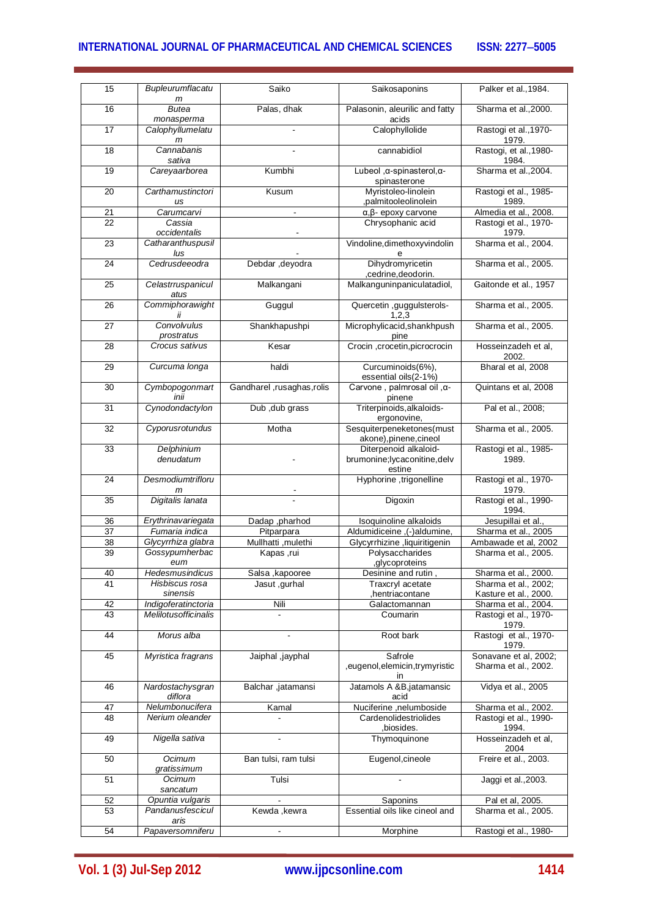| | | | | |
|---|---|---|---|---|
| 15 | *Bupleurumflacatum* | Saiko | Saikosaponins | Palker et al.,1984. |
| 16 | *Butea monasperma* | Palas, dhak | Palasonin, aleurilic and fatty acids | Sharma et al.,2000. |
| 17 | *Calophyllumelatum* | - | Calophyllolide | Rastogi et al.,1970-1979. |
| 18 | *Cannabanis sativa* | - | cannabidiol | Rastogi, et al.,1980-1984. |
| 19 | *Careyaarborea* | Kumbhi | Lubeol ,α-spinasterol,α-spinasterone | Sharma et al.,2004. |
| 20 | *Carthamustinctorius* | Kusum | Myristoleo-linolein ,palmitooleolinolein | Rastogi et al., 1985-1989. |
| 21 | *Carumcarvi* | - | α,β- epoxy carvone | Almedia et al., 2008. |
| 22 | *Cassia occidentalis* | - | Chrysophanic acid | Rastogi et al., 1970-1979. |
| 23 | *Catharanthuspusillus* | - | Vindoline,dimethoxyvindoline | Sharma et al., 2004. |
| 24 | *Cedrusdeeodra* | Debdar ,deyodra | Dihydromyricetin ,cedrine,deodorin. | Sharma et al., 2005. |
| 25 | *Celastrruspaniculatus* | Malkangani | Malkanguninpaniculatadiol, | Gaitonde et al., 1957 |
| 26 | *Commiphorawightii* | Guggul | Quercetin ,guggulsterols-1,2,3 | Sharma et al., 2005. |
| 27 | *Convolvulus prostratus* | Shankhapushpi | Microphylicacid,shankhpushpine | Sharma et al., 2005. |
| 28 | *Crocus sativus* | Kesar | Crocin ,crocetin,picrocrocin | Hosseinzadeh et al, 2002. |
| 29 | *Curcuma longa* | haldi | Curcuminoids(6%), essential oils(2-1%) | Bharal et al, 2008 |
| 30 | *Cymbopogonmartinii* | Gandharel ,rusaghas,rolis | Carvone , palmrosal oil ,α-pinene | Quintans et al, 2008 |
| 31 | *Cynodondactylon* | Dub ,dub grass | Triterpinoids,alkaloids-ergonovine, | Pal et al., 2008; |
| 32 | *Cyporusrotundus* | Motha | Sesquiterpeneketones(mustakone),pinene,cineol | Sharma et al., 2005. |
| 33 | *Delphinium denudatum* | - | Diterpenoid alkaloid-brumonine;lycaconitine,delvestine | Rastogi et al., 1985-1989. |
| 24 | *Desmodiumtriflorum* | - | Hyphorine ,trigonelline | Rastogi et al., 1970-1979. |
| 35 | *Digitalis lanata* | - | Digoxin | Rastogi et al., 1990-1994. |
| 36 | *Erythrinavariegata* | Dadap ,pharhod | Isoquinoline alkaloids | Jesupillai et al.. |
| 37 | *Fumaria indica* | Pitparpara | Aldumidiceine ,(-)aldumine, | Sharma et al., 2005 |
| 38 | *Glycyrrhiza glabra* | Mullhatti ,mulethi | Glycyrrhizine ,liquiritigenin | Ambawade et al, 2002 |
| 39 | *Gossypumherbaceum* | Kapas ,rui | Polysaccharides ,glycoproteins | Sharma et al., 2005. |
| 40 | *Hedesmusindicus* | Salsa ,kapooree | Desinine and rutin , | Sharma et al., 2000. |
| 41 | *Hisbiscus rosa sinensis* | Jasut ,gurhal | Traxcryl acetate ,hentriacontane | Sharma et al., 2002; Kasture et al., 2000. |
| 42 | *Indigoferatinctoria* | Nili | Galactomannan | Sharma et al., 2004. |
| 43 | *Melilotusofficinalis* | - | Coumarin | Rastogi et al., 1970-1979. |
| 44 | *Morus alba* | - | Root bark | Rastogi et al., 1970-1979. |
| 45 | *Myristica fragrans* | Jaiphal ,jayphal | Safrole ,eugenol,elemicin,trymyristicin | Sonavane et al, 2002; Sharma et al., 2002. |
| 46 | *Nardostachysgrandiflora* | Balchar ,jatamansi | Jatamols A &B,jatamansic acid | Vidya et al., 2005 |
| 47 | *Nelumbonucifera* | Kamal | Nuciferine ,nelumboside | Sharma et al., 2002. |
| 48 | *Nerium oleander* | - | Cardenolidestriolides ,biosides. | Rastogi et al., 1990-1994. |
| 49 | *Nigella sativa* | - | Thymoquinone | Hosseinzadeh et al, 2004 |
| 50 | *Ocimum gratissimum* | Ban tulsi, ram tulsi | Eugenol,cineole | Freire et al., 2003. |
| 51 | *Ocimum sancatum* | Tulsi | - | Jaggi et al.,2003. |
| 52 | *Opuntia vulgaris* | - | Saponins | Pal et al, 2005. |
| 53 | *Pandanusfescicularis* | Kewda ,kewra | Essential oils like cineol and | Sharma et al., 2005. |
| 54 | *Papaversomniferu* | - | Morphine | Rastogi et al., 1980- |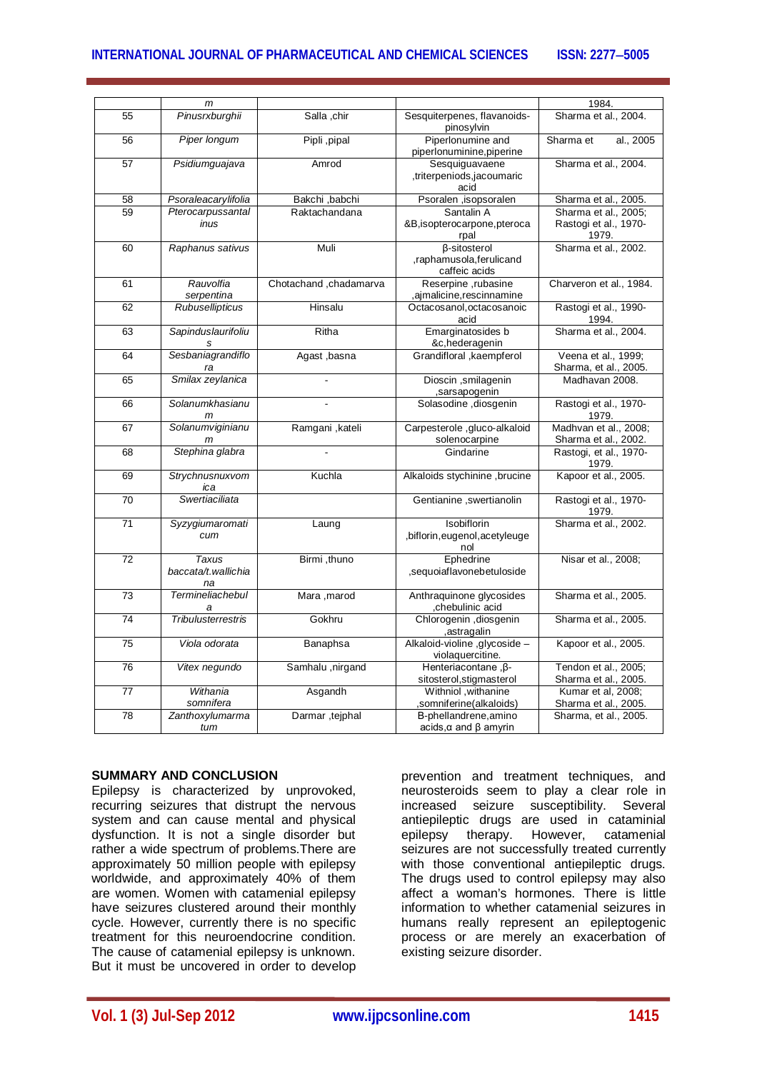| | m | | | 1984. |
|---|---|---|---|---|
| 55 | *Pinusrxburghii* | Salla ,chir | Sesquiterpenes, flavanoids-pinosylvin | Sharma et al., 2004. |
| 56 | *Piper longum* | Pipli ,pipal | Piperlonumine and piperlonuminine,piperine | Sharma et al., 2005 |
| 57 | *Psidiumguajava* | Amrod | Sesquiguavaene ,triterpeniods,jacoumaric acid | Sharma et al., 2004. |
| 58 | *Psoraleacarylifolia* | Bakchi ,babchi | Psoralen ,isopsoralen | Sharma et al., 2005. |
| 59 | *Pterocarpussantalinus* | Raktachandana | Santalin A &B,isopterocarpone,pterocarpal | Sharma et al., 2005; Rastogi et al., 1970-1979. |
| 60 | *Raphanus sativus* | Muli | β-sitosterol ,raphamusola,ferulicand caffeic acids | Sharma et al., 2002. |
| 61 | *Rauvolfia serpentina* | Chotachand ,chadamarva | Reserpine ,rubasine ,ajmalicine,rescinnamine | Charveron et al., 1984. |
| 62 | *Rubusellipticus* | Hinsalu | Octacosanol,octacosanoic acid | Rastogi et al., 1990-1994. |
| 63 | *Sapinduslaurifolius* | Ritha | Emarginatosides b &c,hederagenin | Sharma et al., 2004. |
| 64 | *Sesbaniagrandiflora* | Agast ,basna | Grandifloral ,kaempferol | Veena et al., 1999; Sharma, et al., 2005. |
| 65 | *Smilax zeylanica* | - | Dioscin ,smilagenin ,sarsapogenin | Madhavan 2008. |
| 66 | *Solanumkhasianum* | - | Solasodine ,diosgenin | Rastogi et al., 1970-1979. |
| 67 | *Solanumviginianum* | Ramgani ,kateli | Carpesterole ,gluco-alkaloid solenocarpine | Madhvan et al., 2008; Sharma et al., 2002. |
| 68 | *Stephina glabra* | - | Gindarine | Rastogi, et al., 1970-1979. |
| 69 | *Strychnusnuxvomica* | Kuchla | Alkaloids stychinine ,brucine | Kapoor et al., 2005. |
| 70 | *Swertiaciliata* | | Gentianine ,swertianolin | Rastogi et al., 1970-1979. |
| 71 | *Syzygiumaromaticum* | Laung | Isobiflorin ,biflorin,eugenol,acetyleugenol | Sharma et al., 2002. |
| 72 | *Taxus baccata/t.wallichiana* | Birmi ,thuno | Ephedrine ,sequoiaflavonebetuloside | Nisar et al., 2008; |
| 73 | *Termineliachebula* | Mara ,marod | Anthraquinone glycosides ,chebulinic acid | Sharma et al., 2005. |
| 74 | *Tribulusterrestris* | Gokhru | Chlorogenin ,diosgenin ,astragalin | Sharma et al., 2005. |
| 75 | *Viola odorata* | Banaphsa | Alkaloid-violine ,glycoside – violaquercitine. | Kapoor et al., 2005. |
| 76 | *Vitex negundo* | Samhalu ,nirgand | Henteriacontane ,β-sitosterol,stigmasterol | Tendon et al., 2005; Sharma et al., 2005. |
| 77 | *Withania somnifera* | Asgandh | Withniol ,withanine ,somniferine(alkaloids) | Kumar et al, 2008; Sharma et al., 2005. |
| 78 | *Zanthoxylumarmatum* | Darmar ,tejphal | B-phellandrene,amino acids,α and β amyrin | Sharma, et al., 2005. |

## SUMMARY AND CONCLUSION

Epilepsy is characterized by unprovoked, recurring seizures that distrupt the nervous system and can cause mental and physical dysfunction. It is not a single disorder but rather a wide spectrum of problems.There are approximately 50 million people with epilepsy worldwide, and approximately 40% of them are women. Women with catamenial epilepsy have seizures clustered around their monthly cycle. However, currently there is no specific treatment for this neuroendocrine condition. The cause of catamenial epilepsy is unknown. But it must be uncovered in order to develop prevention and treatment techniques, and neurosteroids seem to play a clear role in increased seizure susceptibility. Several antiepileptic drugs are used in cataminial epilepsy therapy. However, catamenial seizures are not successfully treated currently with those conventional antiepileptic drugs. The drugs used to control epilepsy may also affect a woman's hormones. There is little information to whether catamenial seizures in humans really represent an epileptogenic process or are merely an exacerbation of existing seizure disorder.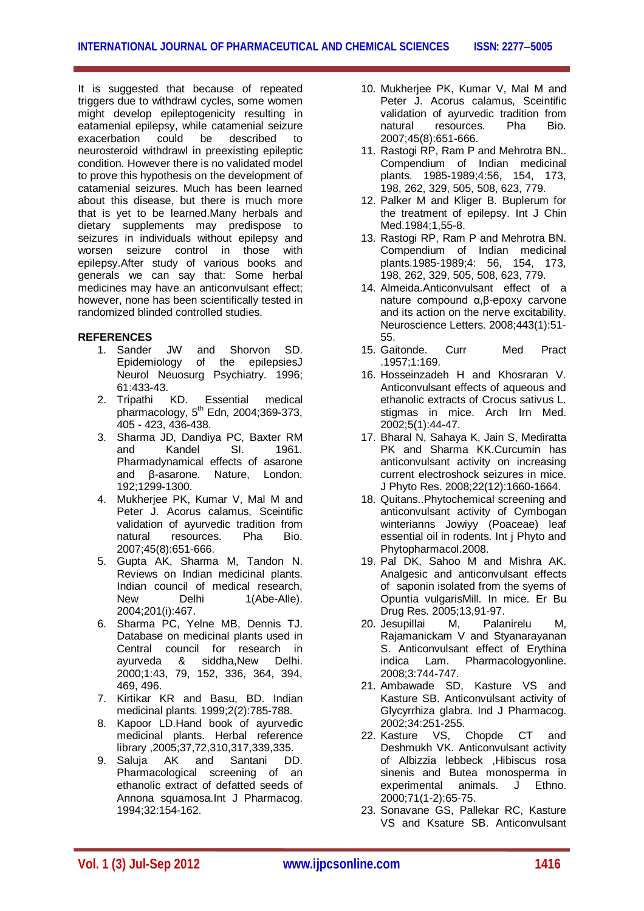It is suggested that because of repeated triggers due to withdrawl cycles, some women might develop epileptogenicity resulting in eatamenial epilepsy, while catamenial seizure exacerbation could be described to neurosteroid withdrawl in preexisting epileptic condition. However there is no validated model to prove this hypothesis on the development of catamenial seizures. Much has been learned about this disease, but there is much more that is yet to be learned.Many herbals and dietary supplements may predispose to seizures in individuals without epilepsy and worsen seizure control in those with epilepsy.After study of various books and generals we can say that: Some herbal medicines may have an anticonvulsant effect; however, none has been scientifically tested in randomized blinded controlled studies.

## REFERENCES

1. Sander JW and Shorvon SD. Epidemiology of the epilepsiesJ Neurol Neuosurg Psychiatry. 1996; 61:433-43.
2. Tripathi KD. Essential medical pharmacology, 5th Edn, 2004;369-373, 405 - 423, 436-438.
3. Sharma JD, Dandiya PC, Baxter RM and Kandel SI. 1961. Pharmadynamical effects of asarone and β-asarone. Nature, London. 192;1299-1300.
4. Mukherjee PK, Kumar V, Mal M and Peter J. Acorus calamus, Sceintific validation of ayurvedic tradition from natural resources. Pha Bio. 2007;45(8):651-666.
5. Gupta AK, Sharma M, Tandon N. Reviews on Indian medicinal plants. Indian council of medical research, New Delhi 1(Abe-Alle). 2004;201(i):467.
6. Sharma PC, Yelne MB, Dennis TJ. Database on medicinal plants used in Central council for research in ayurveda & siddha,New Delhi. 2000;1:43, 79, 152, 336, 364, 394, 469, 496.
7. Kirtikar KR and Basu, BD. Indian medicinal plants. 1999;2(2):785-788.
8. Kapoor LD.Hand book of ayurvedic medicinal plants. Herbal reference library ,2005;37,72,310,317,339,335.
9. Saluja AK and Santani DD. Pharmacological screening of an ethanolic extract of defatted seeds of Annona squamosa.Int J Pharmacog. 1994;32:154-162.
10. Mukherjee PK, Kumar V, Mal M and Peter J. Acorus calamus, Sceintific validation of ayurvedic tradition from natural resources. Pha Bio. 2007;45(8):651-666.
11. Rastogi RP, Ram P and Mehrotra BN.. Compendium of Indian medicinal plants. 1985-1989;4:56, 154, 173, 198, 262, 329, 505, 508, 623, 779.
12. Palker M and Kliger B. Buplerum for the treatment of epilepsy. Int J Chin Med.1984;1,55-8.
13. Rastogi RP, Ram P and Mehrotra BN. Compendium of Indian medicinal plants.1985-1989;4: 56, 154, 173, 198, 262, 329, 505, 508, 623, 779.
14. Almeida.Anticonvulsant effect of a nature compound α,β-epoxy carvone and its action on the nerve excitability. Neuroscience Letters. 2008;443(1):51-55.
15. Gaitonde. Curr Med Pract .1957;1:169.
16. Hosseinzadeh H and Khosraran V. Anticonvulsant effects of aqueous and ethanolic extracts of Crocus sativus L. stigmas in mice. Arch Irn Med. 2002;5(1):44-47.
17. Bharal N, Sahaya K, Jain S, Mediratta PK and Sharma KK.Curcumin has anticonvulsant activity on increasing current electroshock seizures in mice. J Phyto Res. 2008;22(12):1660-1664.
18. Quitans..Phytochemical screening and anticonvulsant activity of Cymbogan winteriann's Jowiyy (Poaceae) leaf essential oil in rodents. Int j Phyto and Phytopharmacol.2008.
19. Pal DK, Sahoo M and Mishra AK. Analgesic and anticonvulsant effects of saponin isolated from the syems of Opuntia vulgarisMill. In mice. Er Bu Drug Res. 2005;13,91-97.
20. Jesupillai M, Palanirelu M, Rajamanickam V and Styanarayanan S. Anticonvulsant effect of Erythina indica Lam. Pharmacologyonline. 2008;3:744-747.
21. Ambawade SD, Kasture VS and Kasture SB. Anticonvulsant activity of Glycyrrhiza glabra. Ind J Pharmacog. 2002;34:251-255.
22. Kasture VS, Chopde CT and Deshmukh VK. Anticonvulsant activity of Albizzia lebbeck ,Hibiscus rosa sinenis and Butea monosperma in experimental animals. J Ethno. 2000;71(1-2):65-75.
23. Sonavane GS, Pallekar RC, Kasture VS and Ksature SB. Anticonvulsant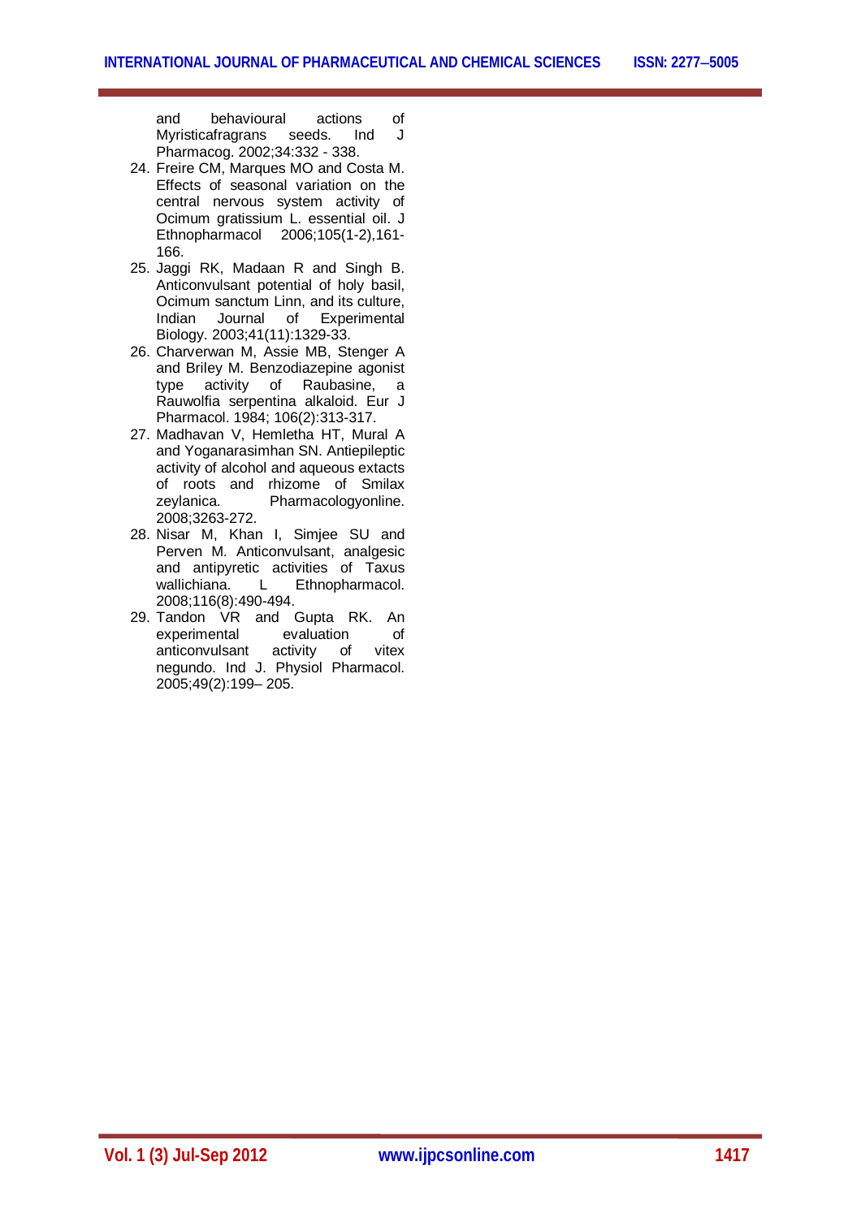and behavioural actions of Myristicafragrans seeds. Ind J Pharmacog. 2002;34:332 - 338.

24. Freire CM, Marques MO and Costa M. Effects of seasonal variation on the central nervous system activity of Ocimum gratissium L. essential oil. J Ethnopharmacol 2006;105(1-2),161-166.
25. Jaggi RK, Madaan R and Singh B. Anticonvulsant potential of holy basil, Ocimum sanctum Linn, and its culture, Indian Journal of Experimental Biology. 2003;41(11):1329-33.
26. Charverwan M, Assie MB, Stenger A and Briley M. Benzodiazepine agonist type activity of Raubasine, a Rauwolfia serpentina alkaloid. Eur J Pharmacol. 1984; 106(2):313-317.
27. Madhavan V, Hemletha HT, Mural A and Yoganarasimhan SN. Antiepileptic activity of alcohol and aqueous extacts of roots and rhizome of Smilax zeylanica. Pharmacologyonline. 2008;3263-272.
28. Nisar M, Khan I, Simjee SU and Perven M. Anticonvulsant, analgesic and antipyretic activities of Taxus wallichiana. L Ethnopharmacol. 2008;116(8):490-494.
29. Tandon VR and Gupta RK. An experimental evaluation of anticonvulsant activity of vitex negundo. Ind J. Physiol Pharmacol. 2005;49(2):199– 205.